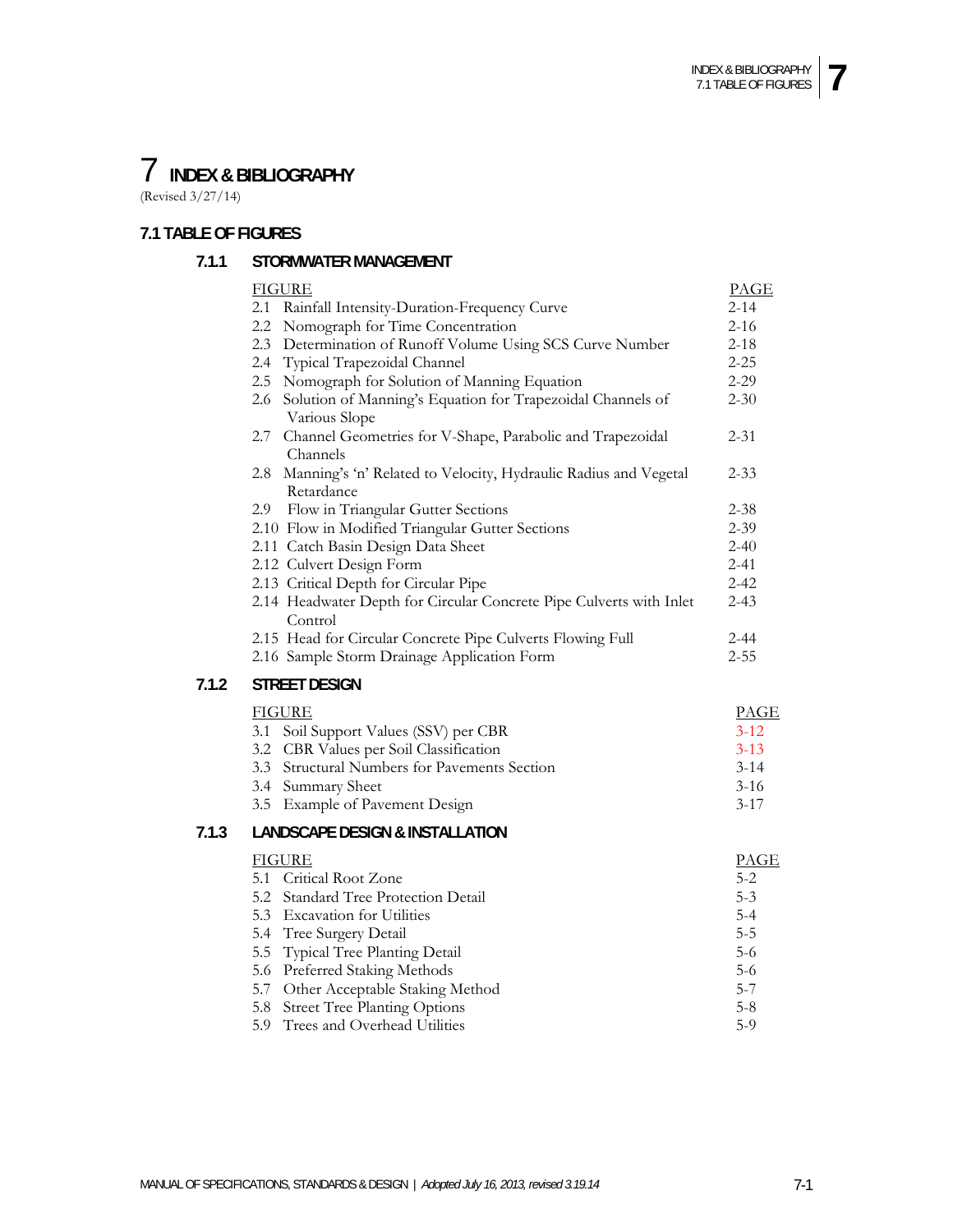# 7 INDEX & BIBLIOGRAPHY

(Revised 3/27/14)

## 7.1 TABLE OF FIGURES

### 7.1.1 STORMWATER MANAGEMENT

| FIGURE | PAGE |
|---|---|
| 2.1 Rainfall Intensity-Duration-Frequency Curve | 2-14 |
| 2.2 Nomograph for Time Concentration | 2-16 |
| 2.3 Determination of Runoff Volume Using SCS Curve Number | 2-18 |
| 2.4 Typical Trapezoidal Channel | 2-25 |
| 2.5 Nomograph for Solution of Manning Equation | 2-29 |
| 2.6 Solution of Manning's Equation for Trapezoidal Channels of Various Slope | 2-30 |
| 2.7 Channel Geometries for V-Shape, Parabolic and Trapezoidal Channels | 2-31 |
| 2.8 Manning's 'n' Related to Velocity, Hydraulic Radius and Vegetal Retardance | 2-33 |
| 2.9 Flow in Triangular Gutter Sections | 2-38 |
| 2.10 Flow in Modified Triangular Gutter Sections | 2-39 |
| 2.11 Catch Basin Design Data Sheet | 2-40 |
| 2.12 Culvert Design Form | 2-41 |
| 2.13 Critical Depth for Circular Pipe | 2-42 |
| 2.14 Headwater Depth for Circular Concrete Pipe Culverts with Inlet Control | 2-43 |
| 2.15 Head for Circular Concrete Pipe Culverts Flowing Full | 2-44 |
| 2.16 Sample Storm Drainage Application Form | 2-55 |

### 7.1.2 STREET DESIGN

| FIGURE | PAGE |
|---|---|
| 3.1 Soil Support Values (SSV) per CBR | 3-12 |
| 3.2 CBR Values per Soil Classification | 3-13 |
| 3.3 Structural Numbers for Pavements Section | 3-14 |
| 3.4 Summary Sheet | 3-16 |
| 3.5 Example of Pavement Design | 3-17 |

### 7.1.3 LANDSCAPE DESIGN & INSTALLATION

| FIGURE | PAGE |
|---|---|
| 5.1 Critical Root Zone | 5-2 |
| 5.2 Standard Tree Protection Detail | 5-3 |
| 5.3 Excavation for Utilities | 5-4 |
| 5.4 Tree Surgery Detail | 5-5 |
| 5.5 Typical Tree Planting Detail | 5-6 |
| 5.6 Preferred Staking Methods | 5-6 |
| 5.7 Other Acceptable Staking Method | 5-7 |
| 5.8 Street Tree Planting Options | 5-8 |
| 5.9 Trees and Overhead Utilities | 5-9 |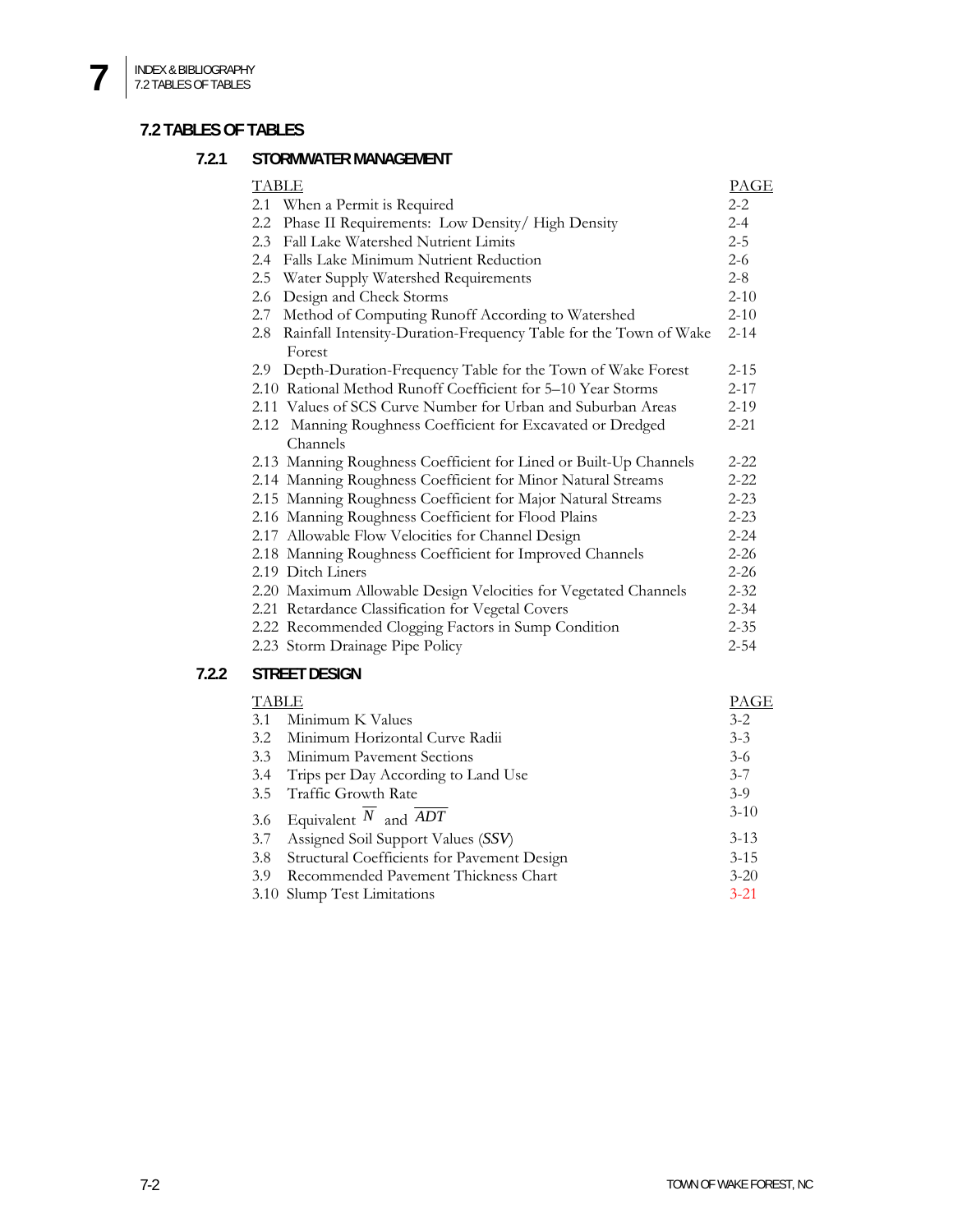## 7.2 TABLES OF TABLES

### 7.2.1 STORMWATER MANAGEMENT

| TABLE | PAGE |
|---|---|
| 2.1 When a Permit is Required | 2-2 |
| 2.2 Phase II Requirements: Low Density/ High Density | 2-4 |
| 2.3 Fall Lake Watershed Nutrient Limits | 2-5 |
| 2.4 Falls Lake Minimum Nutrient Reduction | 2-6 |
| 2.5 Water Supply Watershed Requirements | 2-8 |
| 2.6 Design and Check Storms | 2-10 |
| 2.7 Method of Computing Runoff According to Watershed | 2-10 |
| 2.8 Rainfall Intensity-Duration-Frequency Table for the Town of Wake Forest | 2-14 |
| 2.9 Depth-Duration-Frequency Table for the Town of Wake Forest | 2-15 |
| 2.10 Rational Method Runoff Coefficient for 5–10 Year Storms | 2-17 |
| 2.11 Values of SCS Curve Number for Urban and Suburban Areas | 2-19 |
| 2.12 Manning Roughness Coefficient for Excavated or Dredged Channels | 2-21 |
| 2.13 Manning Roughness Coefficient for Lined or Built-Up Channels | 2-22 |
| 2.14 Manning Roughness Coefficient for Minor Natural Streams | 2-22 |
| 2.15 Manning Roughness Coefficient for Major Natural Streams | 2-23 |
| 2.16 Manning Roughness Coefficient for Flood Plains | 2-23 |
| 2.17 Allowable Flow Velocities for Channel Design | 2-24 |
| 2.18 Manning Roughness Coefficient for Improved Channels | 2-26 |
| 2.19 Ditch Liners | 2-26 |
| 2.20 Maximum Allowable Design Velocities for Vegetated Channels | 2-32 |
| 2.21 Retardance Classification for Vegetal Covers | 2-34 |
| 2.22 Recommended Clogging Factors in Sump Condition | 2-35 |
| 2.23 Storm Drainage Pipe Policy | 2-54 |

### 7.2.2 STREET DESIGN

| TABLE | PAGE |
|---|---|
| 3.1 Minimum K Values | 3-2 |
| 3.2 Minimum Horizontal Curve Radii | 3-3 |
| 3.3 Minimum Pavement Sections | 3-6 |
| 3.4 Trips per Day According to Land Use | 3-7 |
| 3.5 Traffic Growth Rate | 3-9 |
| 3.6 Equivalent $\overline{N}$ and $\overline{ADT}$ | 3-10 |
| 3.7 Assigned Soil Support Values (*SSV*) | 3-13 |
| 3.8 Structural Coefficients for Pavement Design | 3-15 |
| 3.9 Recommended Pavement Thickness Chart | 3-20 |
| 3.10 Slump Test Limitations | 3-21 |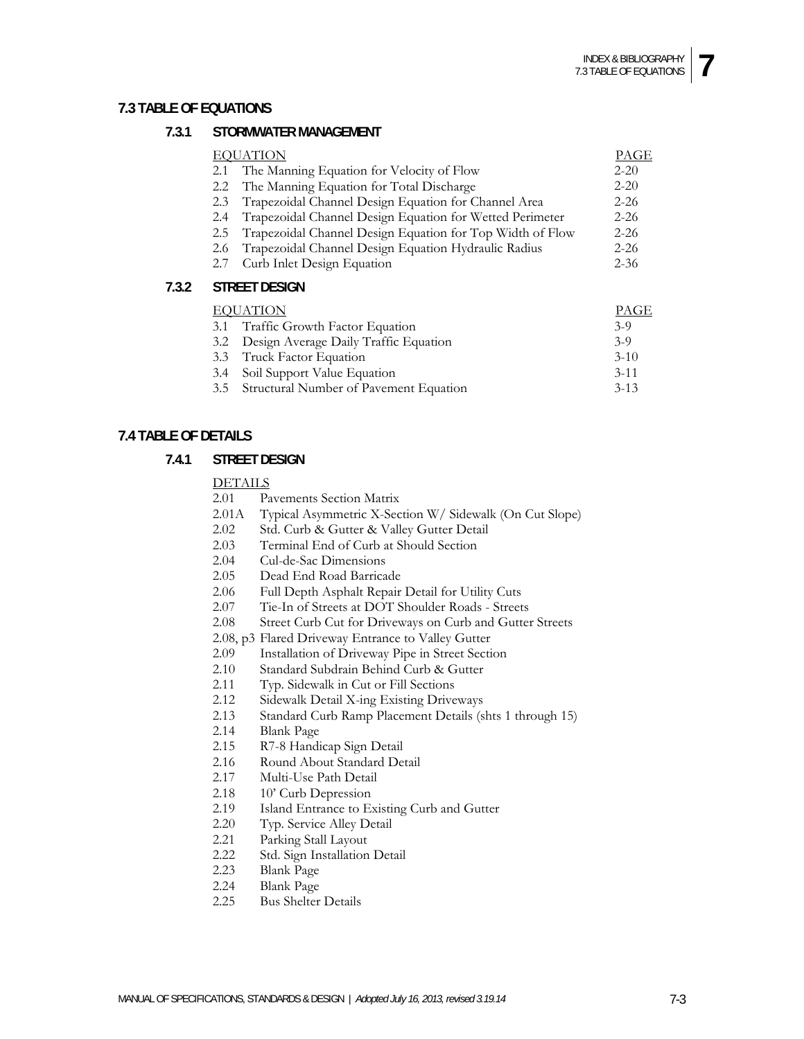## 7.3 TABLE OF EQUATIONS

### 7.3.1 STORMWATER MANAGEMENT

| EQUATION | PAGE |
|---|---|
| 2.1 The Manning Equation for Velocity of Flow | 2-20 |
| 2.2 The Manning Equation for Total Discharge | 2-20 |
| 2.3 Trapezoidal Channel Design Equation for Channel Area | 2-26 |
| 2.4 Trapezoidal Channel Design Equation for Wetted Perimeter | 2-26 |
| 2.5 Trapezoidal Channel Design Equation for Top Width of Flow | 2-26 |
| 2.6 Trapezoidal Channel Design Equation Hydraulic Radius | 2-26 |
| 2.7 Curb Inlet Design Equation | 2-36 |

### 7.3.2 STREET DESIGN

| EQUATION | PAGE |
|---|---|
| 3.1 Traffic Growth Factor Equation | 3-9 |
| 3.2 Design Average Daily Traffic Equation | 3-9 |
| 3.3 Truck Factor Equation | 3-10 |
| 3.4 Soil Support Value Equation | 3-11 |
| 3.5 Structural Number of Pavement Equation | 3-13 |

## 7.4 TABLE OF DETAILS

### 7.4.1 STREET DESIGN

DETAILS

- 2.01 Pavements Section Matrix
- 2.01A Typical Asymmetric X-Section W/ Sidewalk (On Cut Slope)
- 2.02 Std. Curb & Gutter & Valley Gutter Detail
- 2.03 Terminal End of Curb at Should Section
- 2.04 Cul-de-Sac Dimensions
- 2.05 Dead End Road Barricade
- 2.06 Full Depth Asphalt Repair Detail for Utility Cuts
- 2.07 Tie-In of Streets at DOT Shoulder Roads - Streets
- 2.08 Street Curb Cut for Driveways on Curb and Gutter Streets
- 2.08, p3 Flared Driveway Entrance to Valley Gutter
- 2.09 Installation of Driveway Pipe in Street Section
- 2.10 Standard Subdrain Behind Curb & Gutter
- 2.11 Typ. Sidewalk in Cut or Fill Sections
- 2.12 Sidewalk Detail X-ing Existing Driveways
- 2.13 Standard Curb Ramp Placement Details (shts 1 through 15)
- 2.14 Blank Page
- 2.15 R7-8 Handicap Sign Detail
- 2.16 Round About Standard Detail
- 2.17 Multi-Use Path Detail
- 2.18 10' Curb Depression
- 2.19 Island Entrance to Existing Curb and Gutter
- 2.20 Typ. Service Alley Detail
- 2.21 Parking Stall Layout
- 2.22 Std. Sign Installation Detail
- 2.23 Blank Page
- 2.24 Blank Page
- 2.25 Bus Shelter Details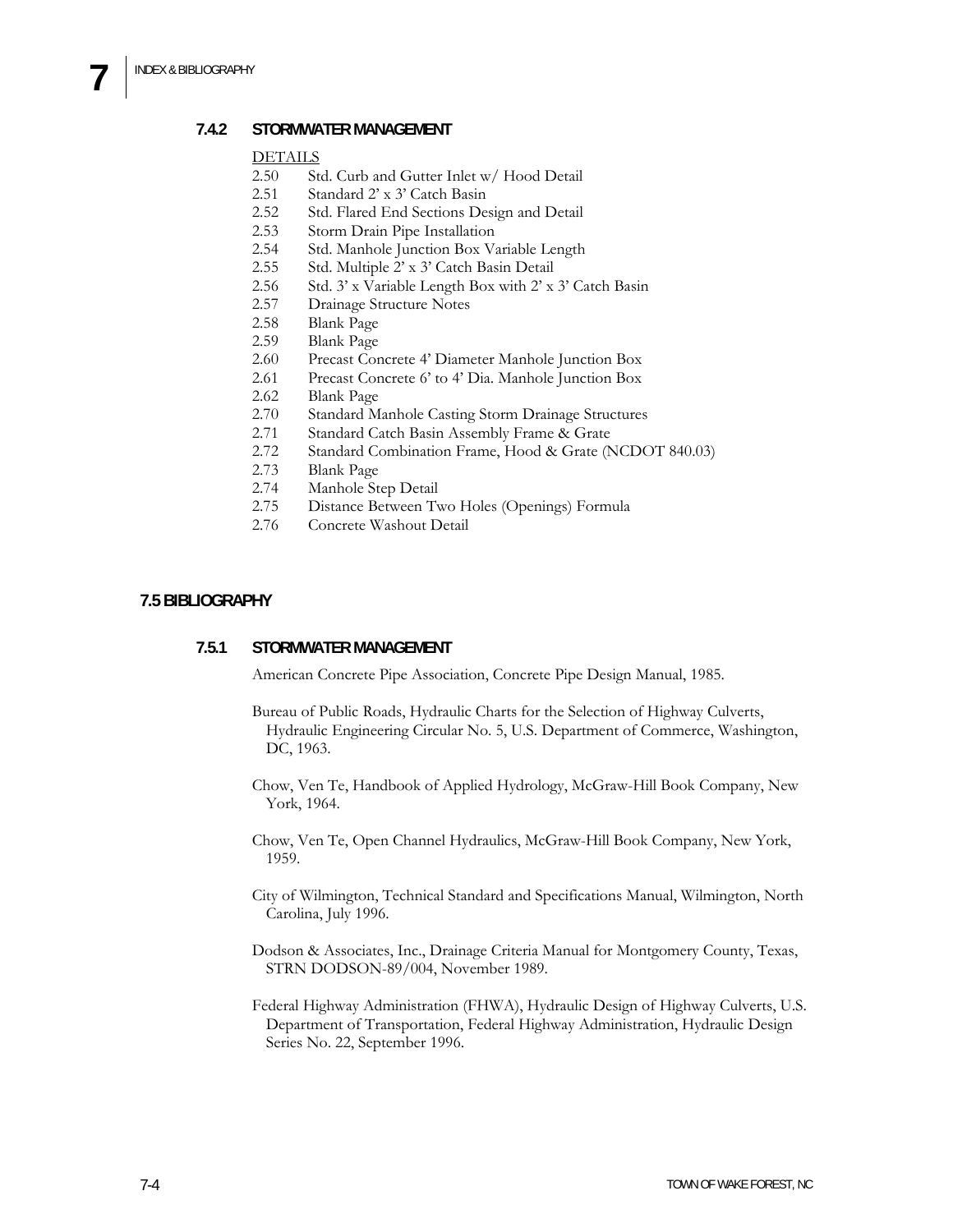### 7.4.2 STORMWATER MANAGEMENT

DETAILS

2.50 Std. Curb and Gutter Inlet w/ Hood Detail
2.51 Standard 2' x 3' Catch Basin
2.52 Std. Flared End Sections Design and Detail
2.53 Storm Drain Pipe Installation
2.54 Std. Manhole Junction Box Variable Length
2.55 Std. Multiple 2' x 3' Catch Basin Detail
2.56 Std. 3' x Variable Length Box with 2' x 3' Catch Basin
2.57 Drainage Structure Notes
2.58 Blank Page
2.59 Blank Page
2.60 Precast Concrete 4' Diameter Manhole Junction Box
2.61 Precast Concrete 6' to 4' Dia. Manhole Junction Box
2.62 Blank Page
2.70 Standard Manhole Casting Storm Drainage Structures
2.71 Standard Catch Basin Assembly Frame & Grate
2.72 Standard Combination Frame, Hood & Grate (NCDOT 840.03)
2.73 Blank Page
2.74 Manhole Step Detail
2.75 Distance Between Two Holes (Openings) Formula
2.76 Concrete Washout Detail

## 7.5 BIBLIOGRAPHY

### 7.5.1 STORMWATER MANAGEMENT

American Concrete Pipe Association, Concrete Pipe Design Manual, 1985.

Bureau of Public Roads, Hydraulic Charts for the Selection of Highway Culverts, Hydraulic Engineering Circular No. 5, U.S. Department of Commerce, Washington, DC, 1963.

Chow, Ven Te, Handbook of Applied Hydrology, McGraw-Hill Book Company, New York, 1964.

Chow, Ven Te, Open Channel Hydraulics, McGraw-Hill Book Company, New York, 1959.

City of Wilmington, Technical Standard and Specifications Manual, Wilmington, North Carolina, July 1996.

Dodson & Associates, Inc., Drainage Criteria Manual for Montgomery County, Texas, STRN DODSON-89/004, November 1989.

Federal Highway Administration (FHWA), Hydraulic Design of Highway Culverts, U.S. Department of Transportation, Federal Highway Administration, Hydraulic Design Series No. 22, September 1996.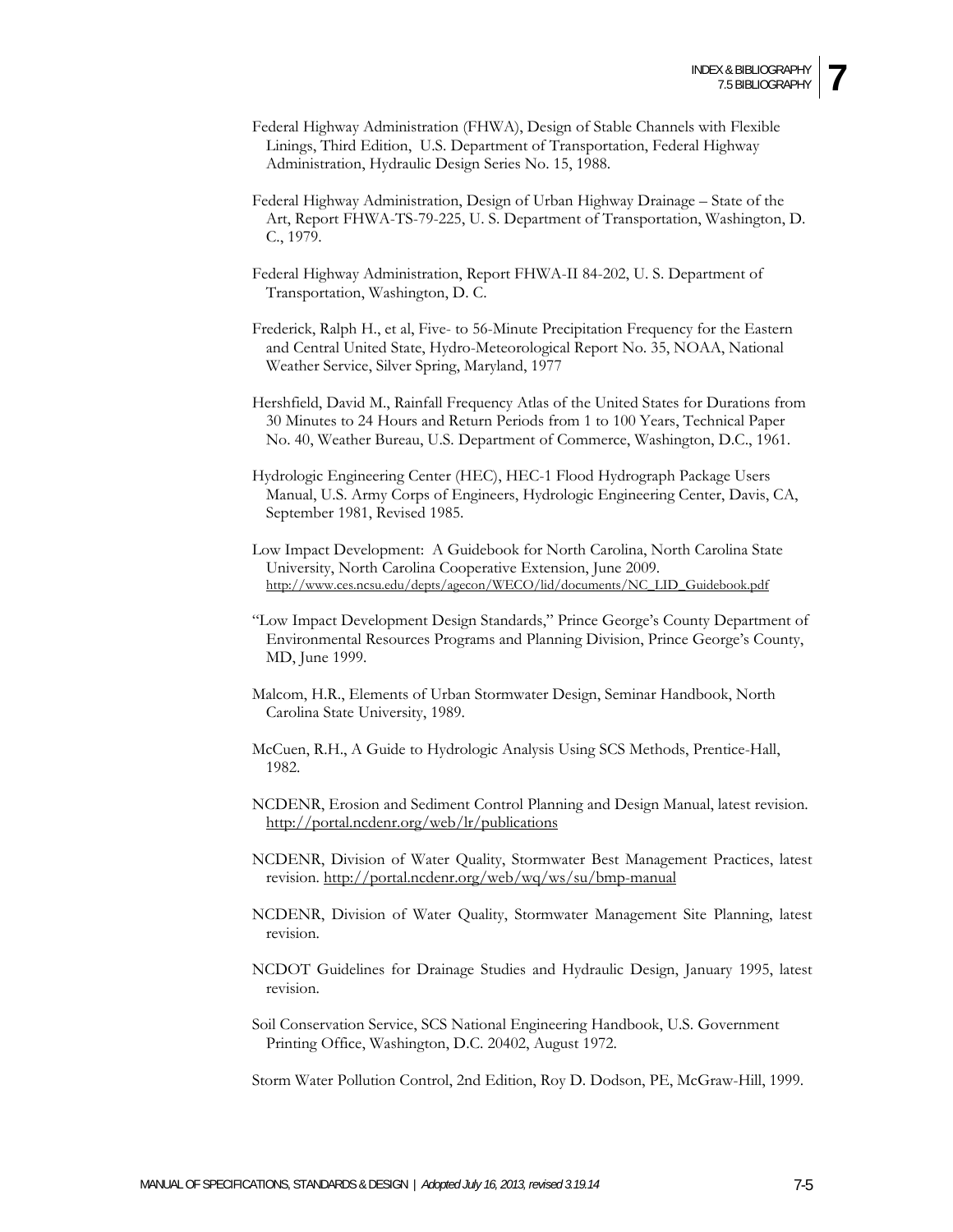Federal Highway Administration (FHWA), Design of Stable Channels with Flexible Linings, Third Edition, U.S. Department of Transportation, Federal Highway Administration, Hydraulic Design Series No. 15, 1988.

Federal Highway Administration, Design of Urban Highway Drainage – State of the Art, Report FHWA-TS-79-225, U. S. Department of Transportation, Washington, D. C., 1979.

Federal Highway Administration, Report FHWA-II 84-202, U. S. Department of Transportation, Washington, D. C.

Frederick, Ralph H., et al, Five- to 56-Minute Precipitation Frequency for the Eastern and Central United State, Hydro-Meteorological Report No. 35, NOAA, National Weather Service, Silver Spring, Maryland, 1977

Hershfield, David M., Rainfall Frequency Atlas of the United States for Durations from 30 Minutes to 24 Hours and Return Periods from 1 to 100 Years, Technical Paper No. 40, Weather Bureau, U.S. Department of Commerce, Washington, D.C., 1961.

Hydrologic Engineering Center (HEC), HEC-1 Flood Hydrograph Package Users Manual, U.S. Army Corps of Engineers, Hydrologic Engineering Center, Davis, CA, September 1981, Revised 1985.

Low Impact Development: A Guidebook for North Carolina, North Carolina State University, North Carolina Cooperative Extension, June 2009. http://www.ces.ncsu.edu/depts/agecon/WECO/lid/documents/NC_LID_Guidebook.pdf

"Low Impact Development Design Standards," Prince George's County Department of Environmental Resources Programs and Planning Division, Prince George's County, MD, June 1999.

Malcom, H.R., Elements of Urban Stormwater Design, Seminar Handbook, North Carolina State University, 1989.

McCuen, R.H., A Guide to Hydrologic Analysis Using SCS Methods, Prentice-Hall, 1982.

NCDENR, Erosion and Sediment Control Planning and Design Manual, latest revision. http://portal.ncdenr.org/web/lr/publications

NCDENR, Division of Water Quality, Stormwater Best Management Practices, latest revision. http://portal.ncdenr.org/web/wq/ws/su/bmp-manual

NCDENR, Division of Water Quality, Stormwater Management Site Planning, latest revision.

NCDOT Guidelines for Drainage Studies and Hydraulic Design, January 1995, latest revision.

Soil Conservation Service, SCS National Engineering Handbook, U.S. Government Printing Office, Washington, D.C. 20402, August 1972.

Storm Water Pollution Control, 2nd Edition, Roy D. Dodson, PE, McGraw-Hill, 1999.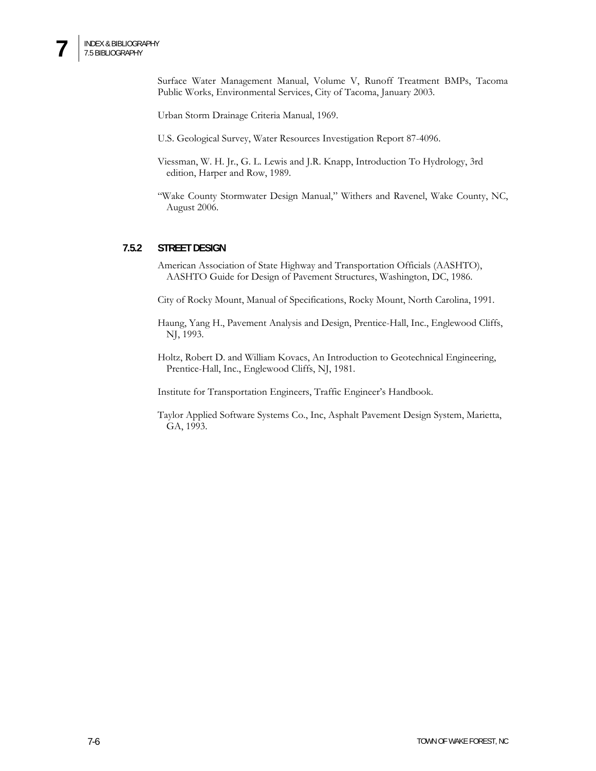Surface Water Management Manual, Volume V, Runoff Treatment BMPs, Tacoma Public Works, Environmental Services, City of Tacoma, January 2003.

Urban Storm Drainage Criteria Manual, 1969.

U.S. Geological Survey, Water Resources Investigation Report 87-4096.

Viessman, W. H. Jr., G. L. Lewis and J.R. Knapp, Introduction To Hydrology, 3rd edition, Harper and Row, 1989.

"Wake County Stormwater Design Manual," Withers and Ravenel, Wake County, NC, August 2006.

### 7.5.2 STREET DESIGN

American Association of State Highway and Transportation Officials (AASHTO), AASHTO Guide for Design of Pavement Structures, Washington, DC, 1986.

City of Rocky Mount, Manual of Specifications, Rocky Mount, North Carolina, 1991.

Haung, Yang H., Pavement Analysis and Design, Prentice-Hall, Inc., Englewood Cliffs, NJ, 1993.

Holtz, Robert D. and William Kovacs, An Introduction to Geotechnical Engineering, Prentice-Hall, Inc., Englewood Cliffs, NJ, 1981.

Institute for Transportation Engineers, Traffic Engineer's Handbook.

Taylor Applied Software Systems Co., Inc, Asphalt Pavement Design System, Marietta, GA, 1993.